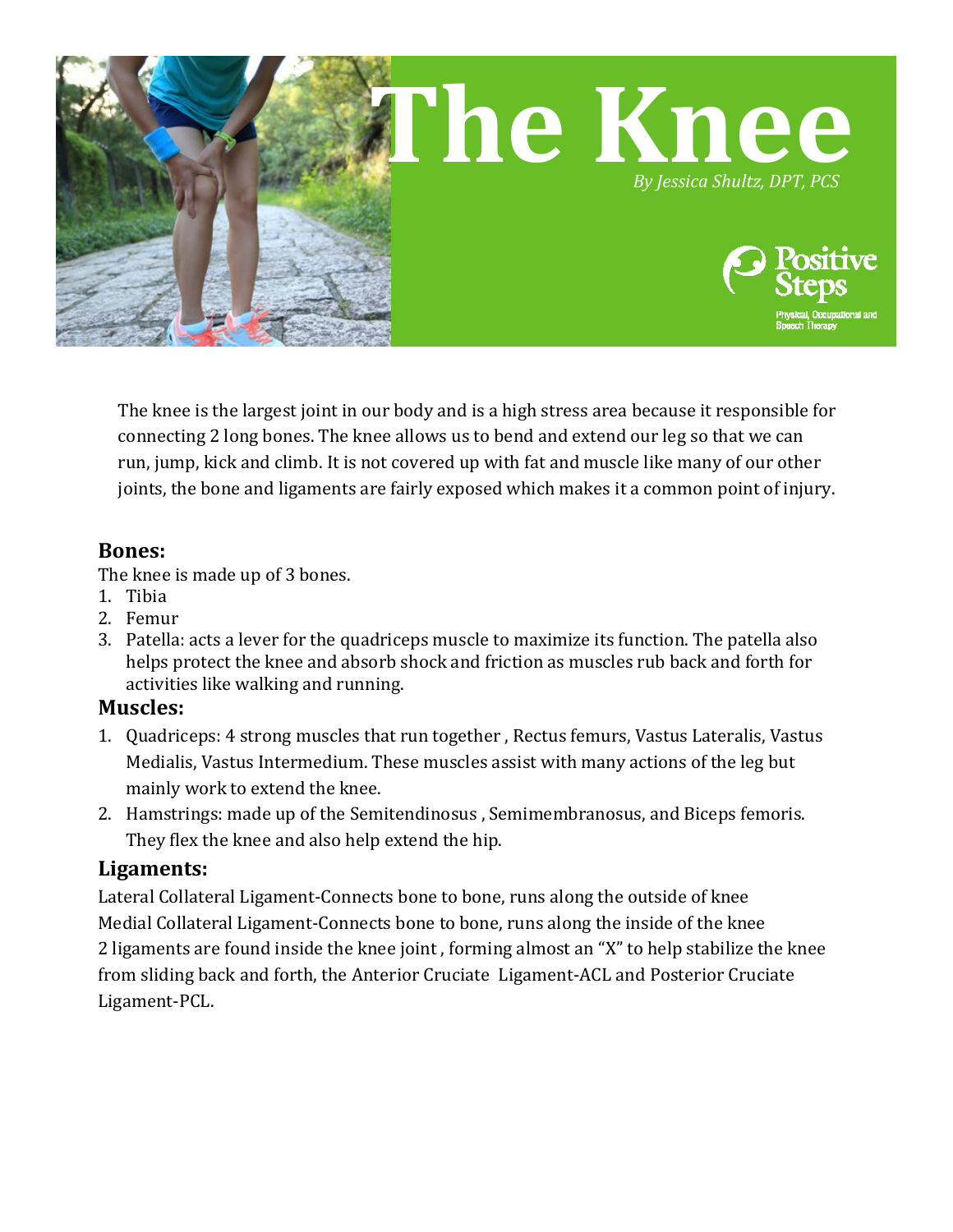# The Knee

*By Jessica Shultz, DPT, PCS*

Positive Steps
Physical, Occupational and Speech Therapy

The knee is the largest joint in our body and is a high stress area because it responsible for connecting 2 long bones. The knee allows us to bend and extend our leg so that we can run, jump, kick and climb. It is not covered up with fat and muscle like many of our other joints, the bone and ligaments are fairly exposed which makes it a common point of injury.

## Bones:

The knee is made up of 3 bones.

1. Tibia
2. Femur
3. Patella: acts a lever for the quadriceps muscle to maximize its function. The patella also helps protect the knee and absorb shock and friction as muscles rub back and forth for activities like walking and running.

## Muscles:

1. Quadriceps: 4 strong muscles that run together , Rectus femurs, Vastus Lateralis, Vastus Medialis, Vastus Intermedium. These muscles assist with many actions of the leg but mainly work to extend the knee.
2. Hamstrings: made up of the Semitendinosus , Semimembranosus, and Biceps femoris. They flex the knee and also help extend the hip.

## Ligaments:

Lateral Collateral Ligament-Connects bone to bone, runs along the outside of knee
Medial Collateral Ligament-Connects bone to bone, runs along the inside of the knee
2 ligaments are found inside the knee joint , forming almost an "X" to help stabilize the knee from sliding back and forth, the Anterior Cruciate Ligament-ACL and Posterior Cruciate Ligament-PCL.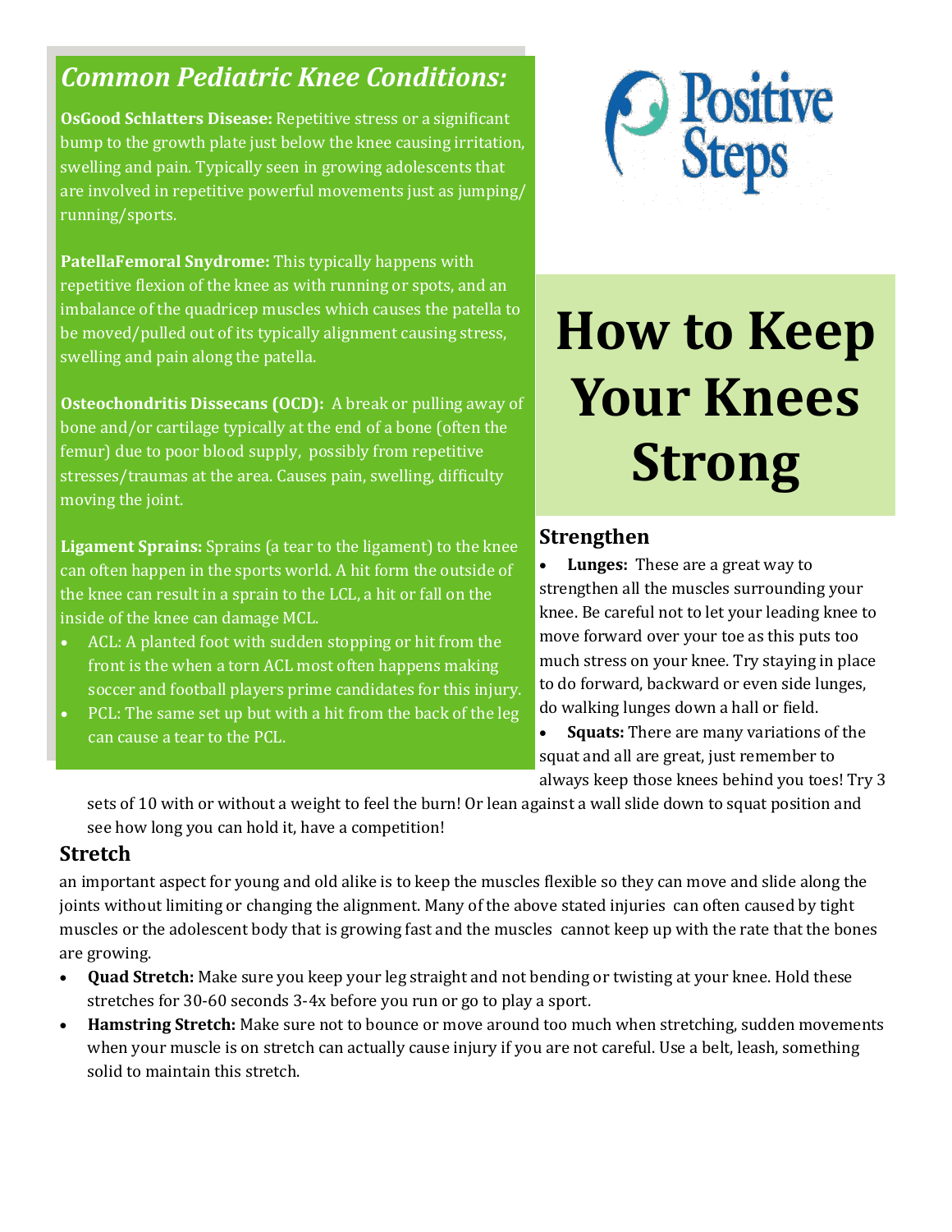## *Common Pediatric Knee Conditions:*

**OsGood Schlatters Disease:** Repetitive stress or a significant bump to the growth plate just below the knee causing irritation, swelling and pain. Typically seen in growing adolescents that are involved in repetitive powerful movements just as jumping/ running/sports.

**PatellaFemoral Snydrome:** This typically happens with repetitive flexion of the knee as with running or spots, and an imbalance of the quadricep muscles which causes the patella to be moved/pulled out of its typically alignment causing stress, swelling and pain along the patella.

**Osteochondritis Dissecans (OCD):** A break or pulling away of bone and/or cartilage typically at the end of a bone (often the femur) due to poor blood supply, possibly from repetitive stresses/traumas at the area. Causes pain, swelling, difficulty moving the joint.

**Ligament Sprains:** Sprains (a tear to the ligament) to the knee can often happen in the sports world. A hit form the outside of the knee can result in a sprain to the LCL, a hit or fall on the inside of the knee can damage MCL.

- ACL: A planted foot with sudden stopping or hit from the front is the when a torn ACL most often happens making soccer and football players prime candidates for this injury.
- PCL: The same set up but with a hit from the back of the leg can cause a tear to the PCL.

Positive Steps

# How to Keep Your Knees Strong

## Strengthen

- **Lunges:** These are a great way to strengthen all the muscles surrounding your knee. Be careful not to let your leading knee to move forward over your toe as this puts too much stress on your knee. Try staying in place to do forward, backward or even side lunges, do walking lunges down a hall or field.
- **Squats:** There are many variations of the squat and all are great, just remember to always keep those knees behind you toes! Try 3 sets of 10 with or without a weight to feel the burn! Or lean against a wall slide down to squat position and see how long you can hold it, have a competition!

## Stretch

an important aspect for young and old alike is to keep the muscles flexible so they can move and slide along the joints without limiting or changing the alignment. Many of the above stated injuries can often caused by tight muscles or the adolescent body that is growing fast and the muscles cannot keep up with the rate that the bones are growing.

- **Quad Stretch:** Make sure you keep your leg straight and not bending or twisting at your knee. Hold these stretches for 30-60 seconds 3-4x before you run or go to play a sport.
- **Hamstring Stretch:** Make sure not to bounce or move around too much when stretching, sudden movements when your muscle is on stretch can actually cause injury if you are not careful. Use a belt, leash, something solid to maintain this stretch.